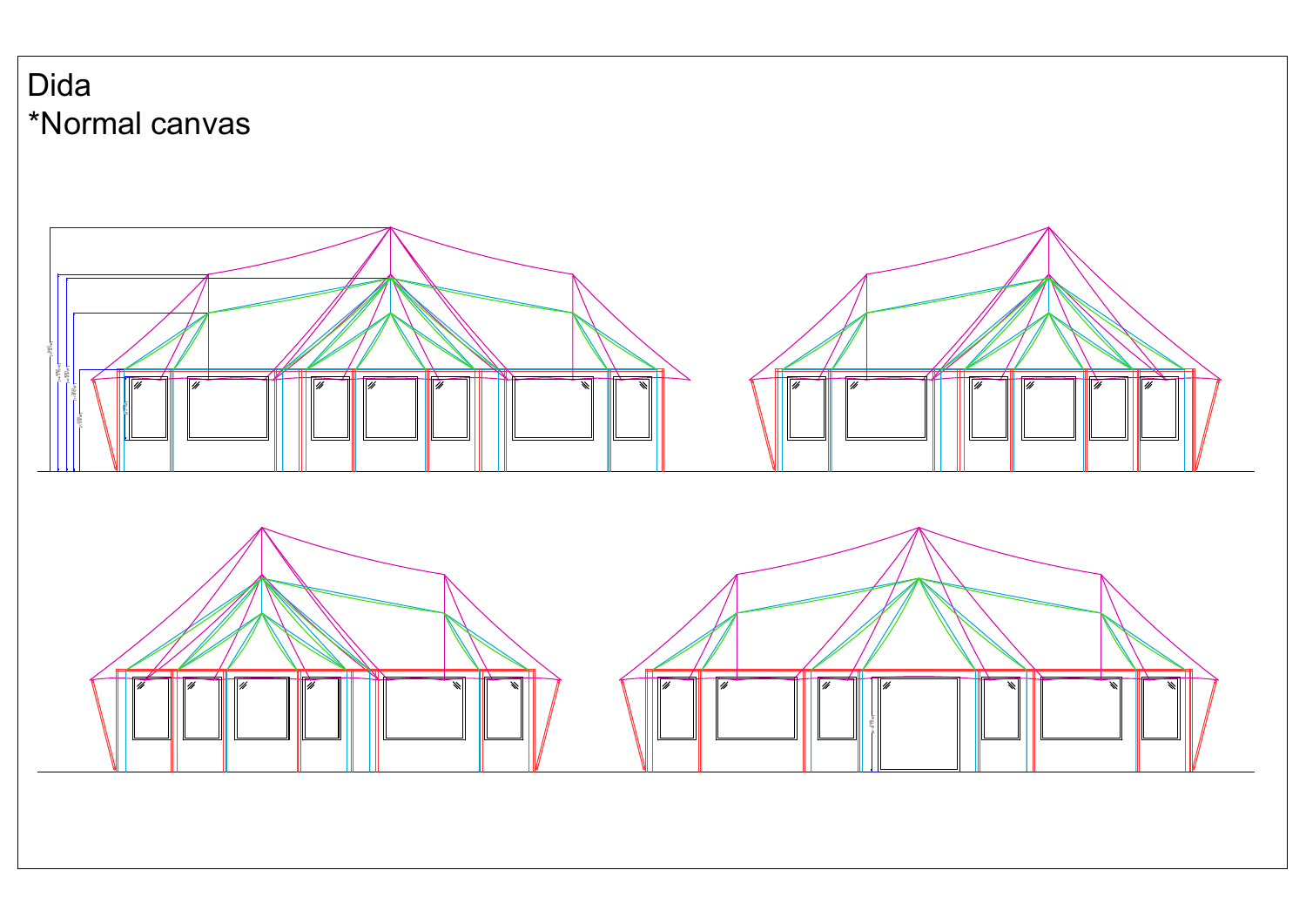Dida
*Normal canvas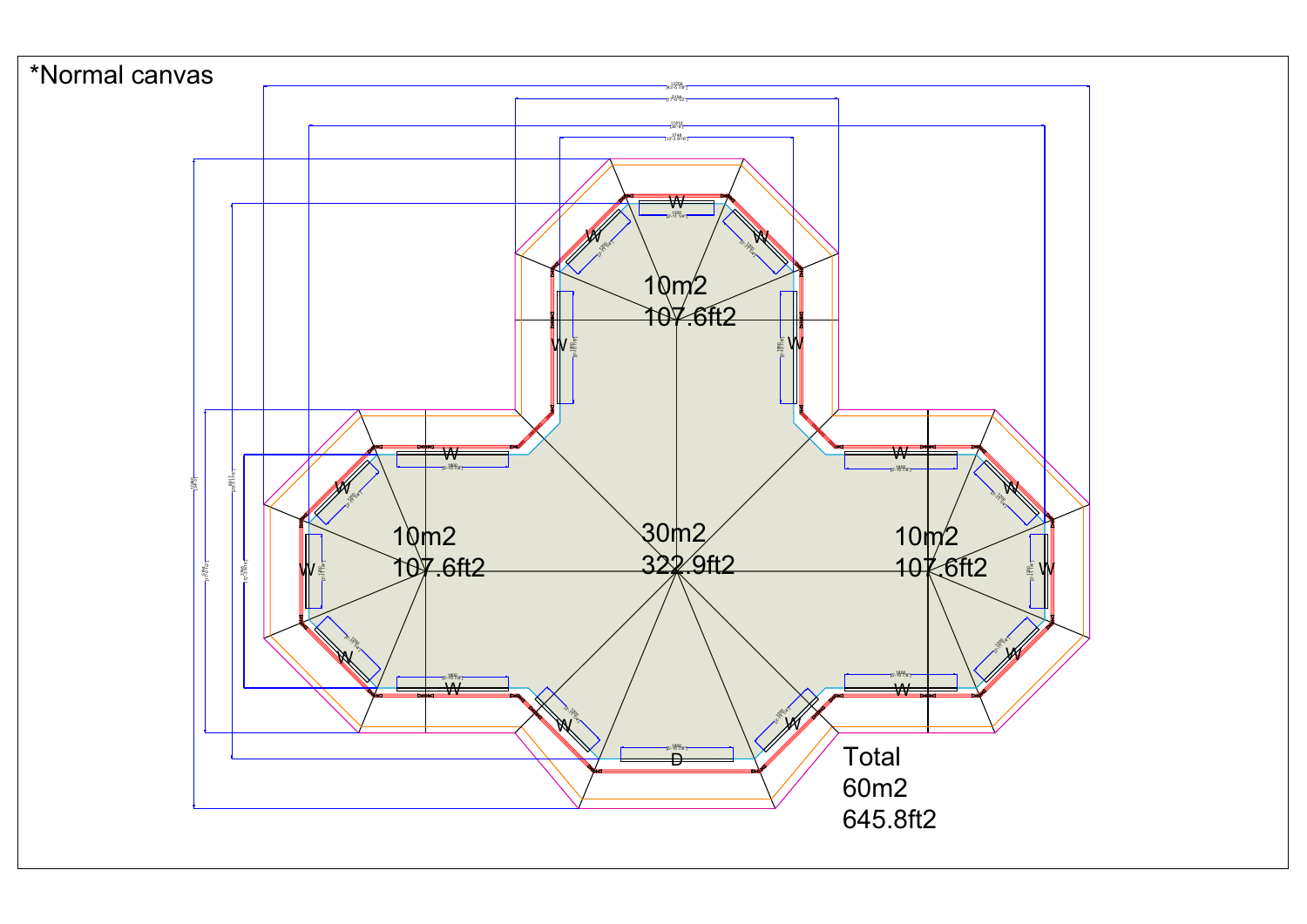*Normal canvas

10m2
107.6ft2

10m2
107.6ft2

30m2
322.9ft2

10m2
107.6ft2

Total
60m2
645.8ft2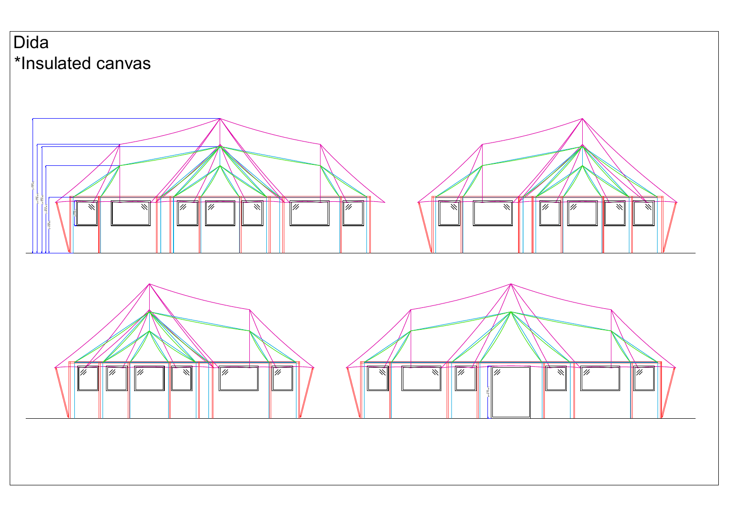Dida

*Insulated canvas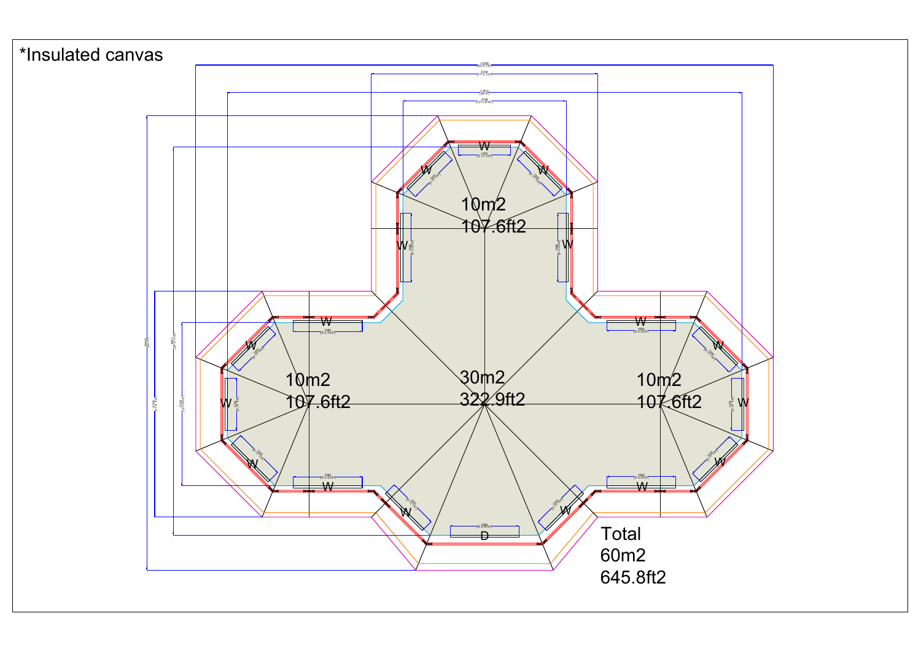*Insulated canvas

10m2
107.6ft2

10m2
107.6ft2

30m2
322.9ft2

10m2
107.6ft2

Total
60m2
645.8ft2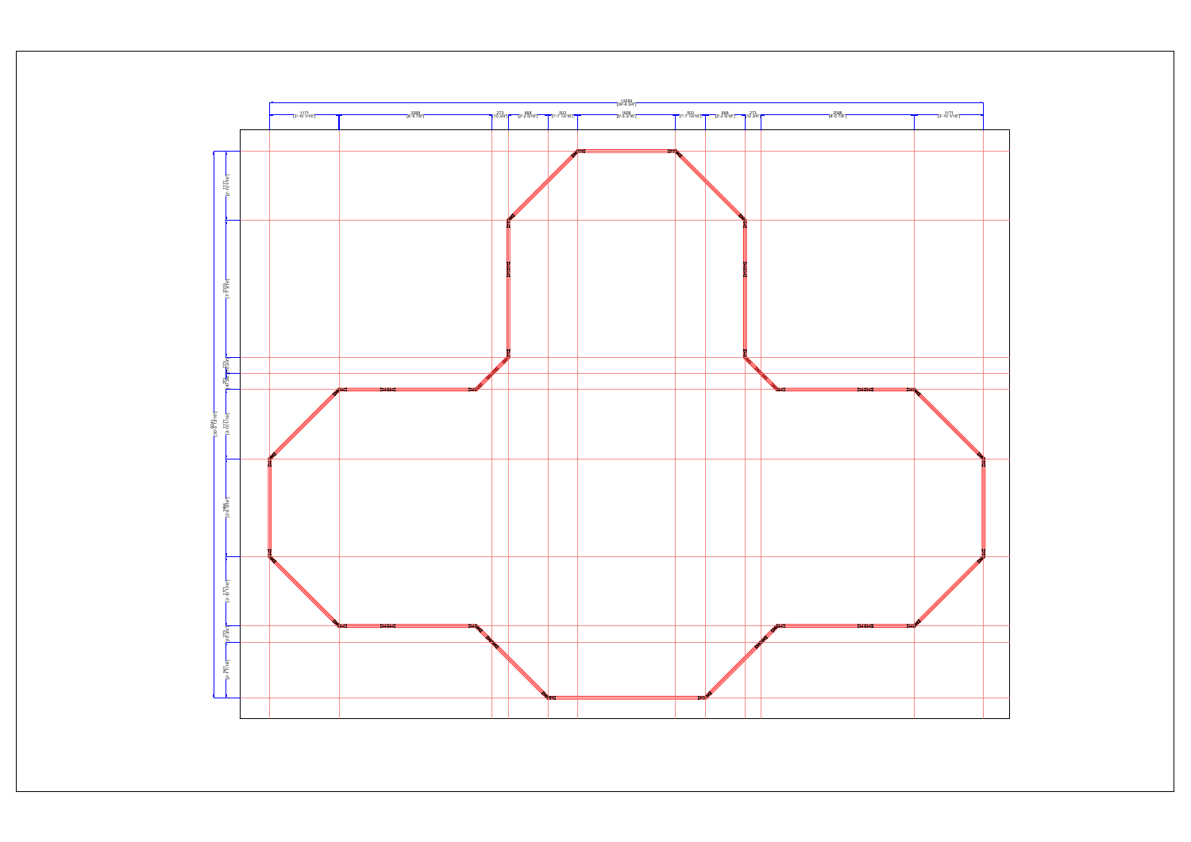12059
[39'-6 3/4"]

1171
[3'-10 1/16"]

2588
[8'-5 7/8"]

273
[10 3/4"]

668
[2'-2 5/16"]

503
[1'-7 13/16"]

1658
[5'-5 3/16"]

503
[1'-7 13/16"]

668
[2'-2 5/16"]

273
[10 3/4"]

2588
[8'-5 7/8"]

1171
[3'-10 1/16"]

9244
[30'-3 15/16"]

1171
[3'-10 1/16"]

2332
[7'-7 3/4"]

1171
[3'-10 1/16"]

1658
[5'-5 1/4"]

1171
[3'-10 1/16"]

945
[3'-1 1/16"]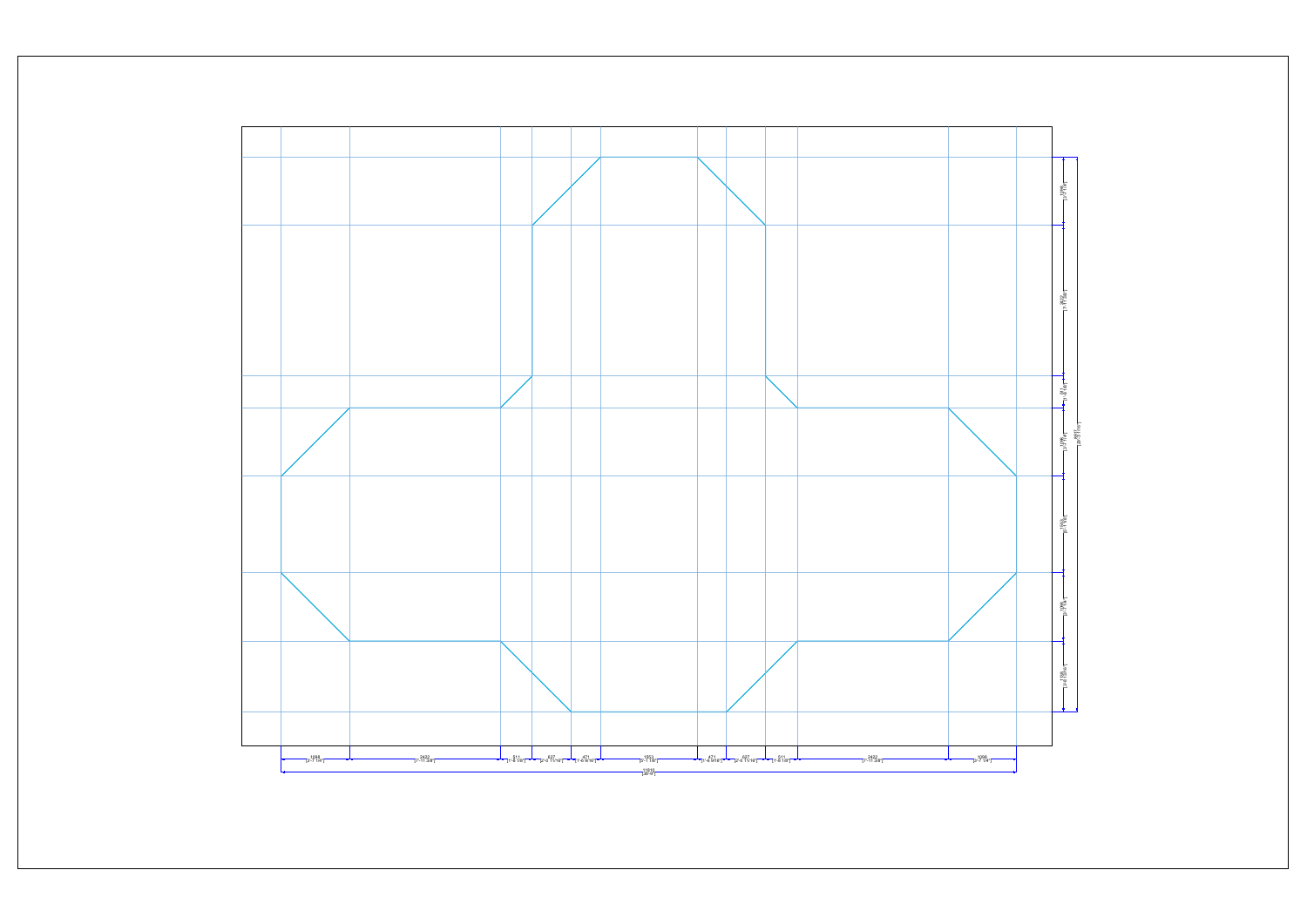1098
[3'-7 1/4"]

2422
[7'-11 3/8"]

511
[1'-8 1/8"]

627
[2'-0 11/16"]

471
[1'-6 9/16"]

1553
[5'-1 1/8"]

471
[1'-6 9/16"]

627
[2'-0 11/16"]

511
[1'-8 1/8"]

2422
[7'-11 3/8"]

1098
[3'-7 1/4"]

11810

1098
[3'-7 1/4"]

2422
[7'-11 3/8"]

511
[1'-8 1/8"]

1098
[3'-7 1/4"]

1553
[5'-1 1/8"]

1098
[3'-7 1/4"]

1125
[3'-8 5/16"]